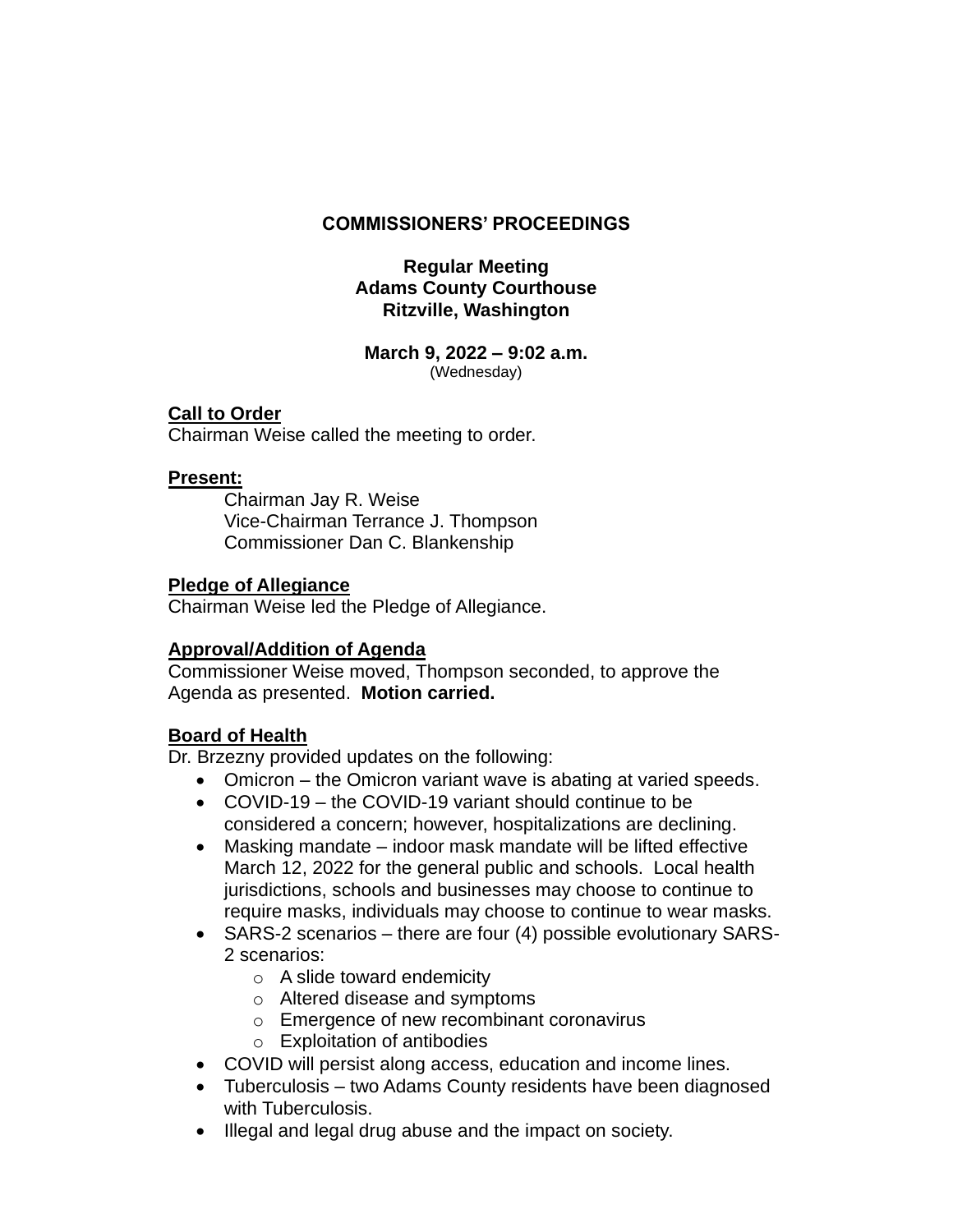# COMMISSIONERS' PROCEEDINGS

**Regular Meeting**
**Adams County Courthouse**
**Ritzville, Washington**

**March 9, 2022 – 9:02 a.m.**
(Wednesday)

**Call to Order**
Chairman Weise called the meeting to order.

**Present:**

Chairman Jay R. Weise
Vice-Chairman Terrance J. Thompson
Commissioner Dan C. Blankenship

**Pledge of Allegiance**
Chairman Weise led the Pledge of Allegiance.

**Approval/Addition of Agenda**
Commissioner Weise moved, Thompson seconded, to approve the Agenda as presented. **Motion carried.**

**Board of Health**
Dr. Brzezny provided updates on the following:

- Omicron – the Omicron variant wave is abating at varied speeds.
- COVID-19 – the COVID-19 variant should continue to be considered a concern; however, hospitalizations are declining.
- Masking mandate – indoor mask mandate will be lifted effective March 12, 2022 for the general public and schools. Local health jurisdictions, schools and businesses may choose to continue to require masks, individuals may choose to continue to wear masks.
- SARS-2 scenarios – there are four (4) possible evolutionary SARS-2 scenarios:
  - A slide toward endemicity
  - Altered disease and symptoms
  - Emergence of new recombinant coronavirus
  - Exploitation of antibodies
- COVID will persist along access, education and income lines.
- Tuberculosis – two Adams County residents have been diagnosed with Tuberculosis.
- Illegal and legal drug abuse and the impact on society.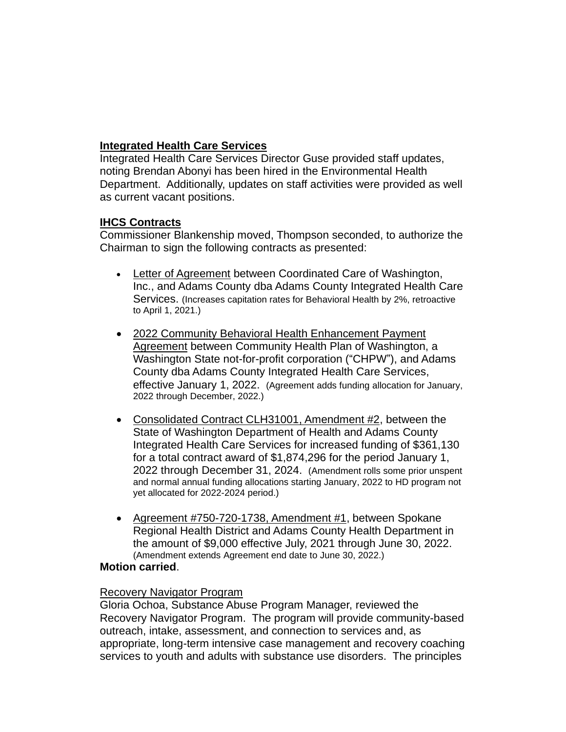## Integrated Health Care Services

Integrated Health Care Services Director Guse provided staff updates, noting Brendan Abonyi has been hired in the Environmental Health Department. Additionally, updates on staff activities were provided as well as current vacant positions.

## IHCS Contracts

Commissioner Blankenship moved, Thompson seconded, to authorize the Chairman to sign the following contracts as presented:

- Letter of Agreement between Coordinated Care of Washington, Inc., and Adams County dba Adams County Integrated Health Care Services. (Increases capitation rates for Behavioral Health by 2%, retroactive to April 1, 2021.)

- 2022 Community Behavioral Health Enhancement Payment Agreement between Community Health Plan of Washington, a Washington State not-for-profit corporation ("CHPW"), and Adams County dba Adams County Integrated Health Care Services, effective January 1, 2022. (Agreement adds funding allocation for January, 2022 through December, 2022.)

- Consolidated Contract CLH31001, Amendment #2, between the State of Washington Department of Health and Adams County Integrated Health Care Services for increased funding of $361,130 for a total contract award of $1,874,296 for the period January 1, 2022 through December 31, 2024. (Amendment rolls some prior unspent and normal annual funding allocations starting January, 2022 to HD program not yet allocated for 2022-2024 period.)

- Agreement #750-720-1738, Amendment #1, between Spokane Regional Health District and Adams County Health Department in the amount of $9,000 effective July, 2021 through June 30, 2022. (Amendment extends Agreement end date to June 30, 2022.)

**Motion carried**.

Recovery Navigator Program

Gloria Ochoa, Substance Abuse Program Manager, reviewed the Recovery Navigator Program. The program will provide community-based outreach, intake, assessment, and connection to services and, as appropriate, long-term intensive case management and recovery coaching services to youth and adults with substance use disorders. The principles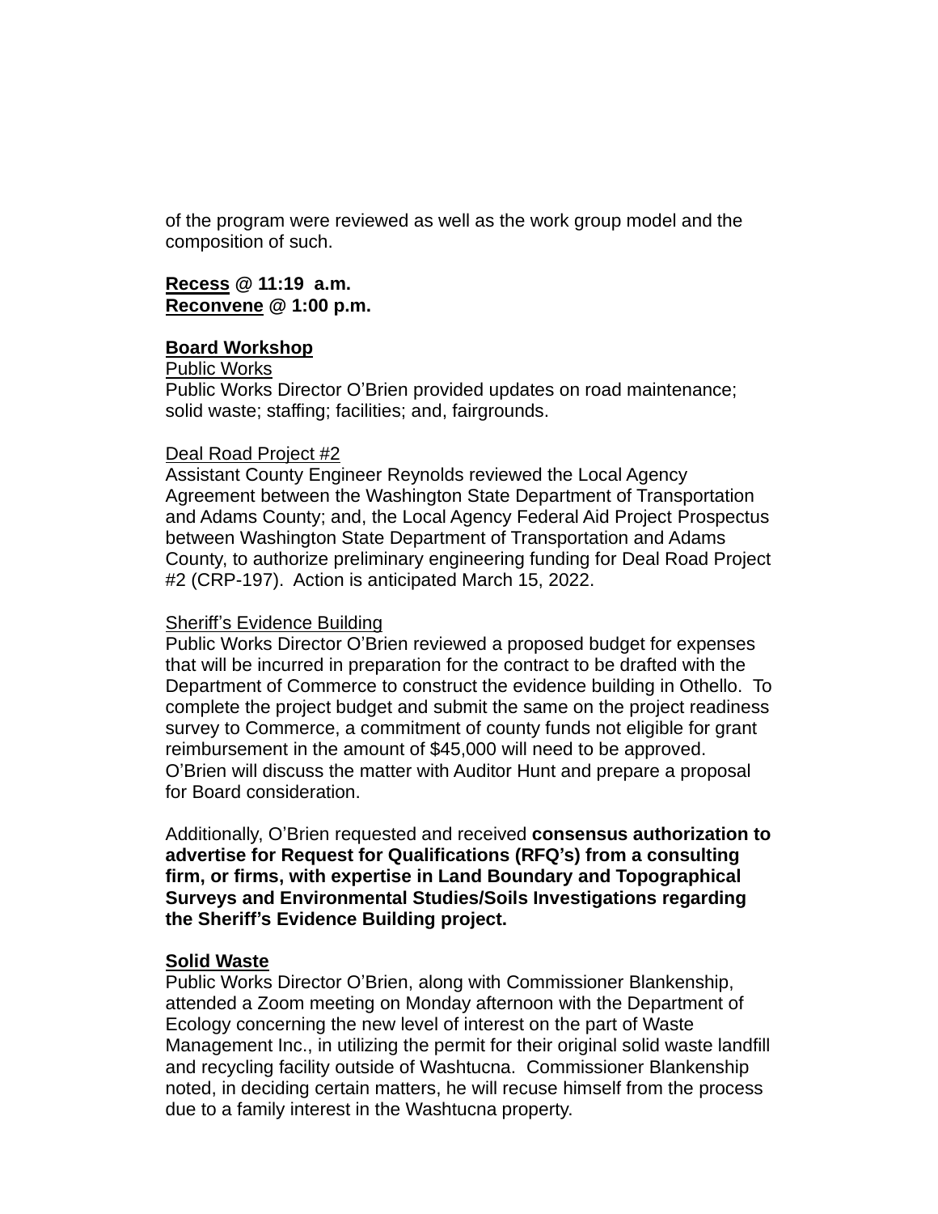of the program were reviewed as well as the work group model and the composition of such.

**<u>Recess</u> @ 11:19 a.m.**
**<u>Reconvene</u> @ 1:00 p.m.**

**<u>Board Workshop</u>**

<u>Public Works</u>
Public Works Director O'Brien provided updates on road maintenance; solid waste; staffing; facilities; and, fairgrounds.

<u>Deal Road Project #2</u>
Assistant County Engineer Reynolds reviewed the Local Agency Agreement between the Washington State Department of Transportation and Adams County; and, the Local Agency Federal Aid Project Prospectus between Washington State Department of Transportation and Adams County, to authorize preliminary engineering funding for Deal Road Project #2 (CRP-197). Action is anticipated March 15, 2022.

<u>Sheriff's Evidence Building</u>
Public Works Director O'Brien reviewed a proposed budget for expenses that will be incurred in preparation for the contract to be drafted with the Department of Commerce to construct the evidence building in Othello. To complete the project budget and submit the same on the project readiness survey to Commerce, a commitment of county funds not eligible for grant reimbursement in the amount of $45,000 will need to be approved. O'Brien will discuss the matter with Auditor Hunt and prepare a proposal for Board consideration.

Additionally, O'Brien requested and received **consensus authorization to advertise for Request for Qualifications (RFQ's) from a consulting firm, or firms, with expertise in Land Boundary and Topographical Surveys and Environmental Studies/Soils Investigations regarding the Sheriff's Evidence Building project.**

**<u>Solid Waste</u>**
Public Works Director O'Brien, along with Commissioner Blankenship, attended a Zoom meeting on Monday afternoon with the Department of Ecology concerning the new level of interest on the part of Waste Management Inc., in utilizing the permit for their original solid waste landfill and recycling facility outside of Washtucna. Commissioner Blankenship noted, in deciding certain matters, he will recuse himself from the process due to a family interest in the Washtucna property.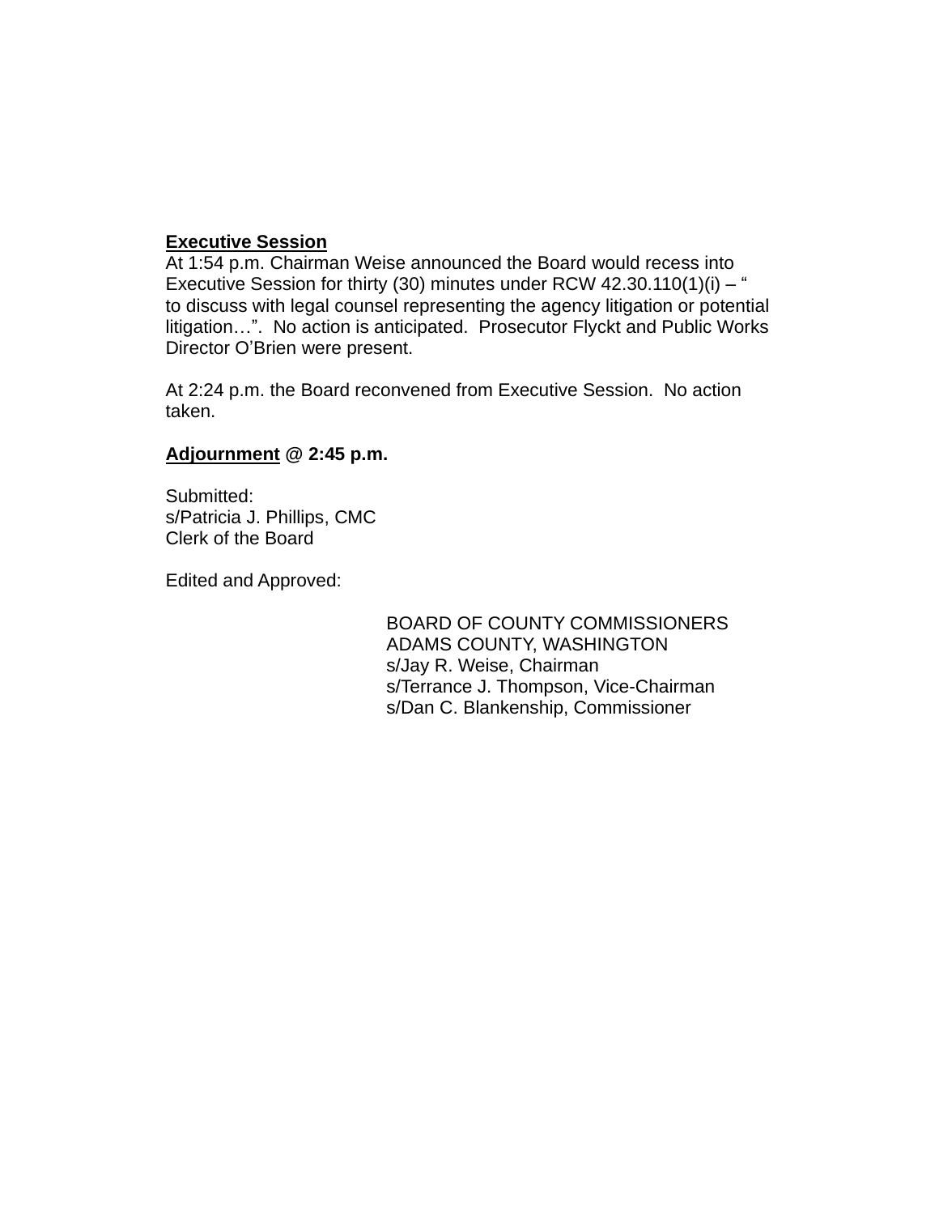**Executive Session**
At 1:54 p.m. Chairman Weise announced the Board would recess into Executive Session for thirty (30) minutes under RCW 42.30.110(1)(i) – " to discuss with legal counsel representing the agency litigation or potential litigation…". No action is anticipated. Prosecutor Flyckt and Public Works Director O'Brien were present.

At 2:24 p.m. the Board reconvened from Executive Session. No action taken.

**Adjournment @ 2:45 p.m.**

Submitted:
s/Patricia J. Phillips, CMC
Clerk of the Board

Edited and Approved:

BOARD OF COUNTY COMMISSIONERS
ADAMS COUNTY, WASHINGTON
s/Jay R. Weise, Chairman
s/Terrance J. Thompson, Vice-Chairman
s/Dan C. Blankenship, Commissioner